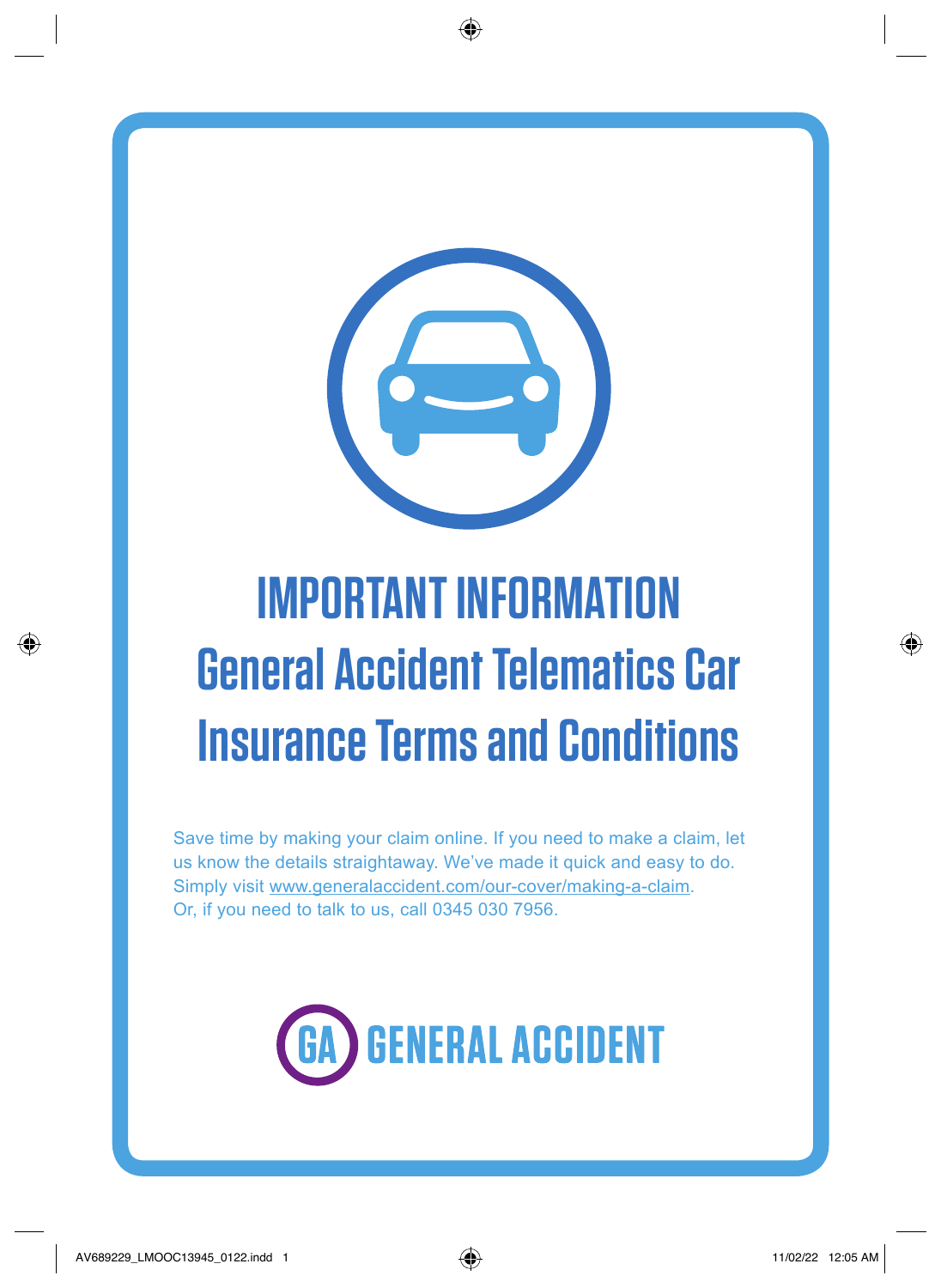# IMPORTANT INFORMATION

## General Accident Telematics Car Insurance Terms and Conditions

Save time by making your claim online. If you need to make a claim, let us know the details straightaway. We've made it quick and easy to do. Simply visit www.generalaccident.com/our-cover/making-a-claim. Or, if you need to talk to us, call 0345 030 7956.

GA GENERAL ACCIDENT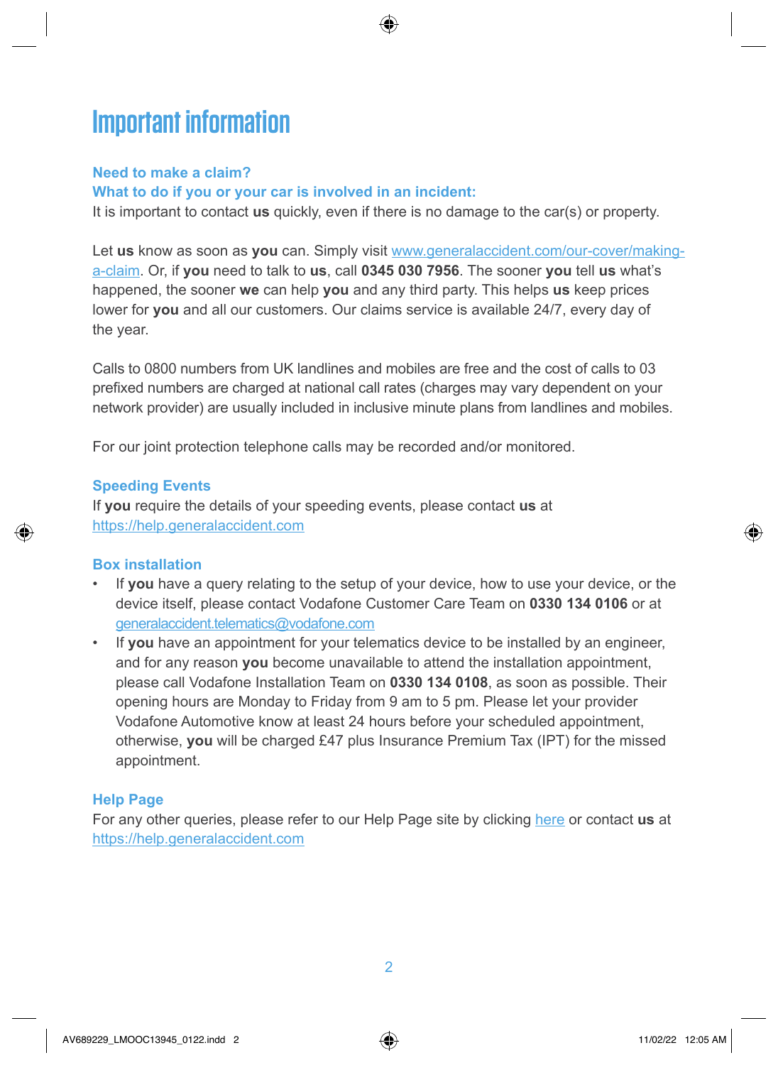# Important information

### Need to make a claim?

### What to do if you or your car is involved in an incident:

It is important to contact **us** quickly, even if there is no damage to the car(s) or property.

Let **us** know as soon as **you** can. Simply visit www.generalaccident.com/our-cover/making-a-claim. Or, if **you** need to talk to **us**, call **0345 030 7956**. The sooner **you** tell **us** what's happened, the sooner **we** can help **you** and any third party. This helps **us** keep prices lower for **you** and all our customers. Our claims service is available 24/7, every day of the year.

Calls to 0800 numbers from UK landlines and mobiles are free and the cost of calls to 03 prefixed numbers are charged at national call rates (charges may vary dependent on your network provider) are usually included in inclusive minute plans from landlines and mobiles.

For our joint protection telephone calls may be recorded and/or monitored.

### Speeding Events

If **you** require the details of your speeding events, please contact **us** at https://help.generalaccident.com

### Box installation

- If **you** have a query relating to the setup of your device, how to use your device, or the device itself, please contact Vodafone Customer Care Team on **0330 134 0106** or at generalaccident.telematics@vodafone.com
- If **you** have an appointment for your telematics device to be installed by an engineer, and for any reason **you** become unavailable to attend the installation appointment, please call Vodafone Installation Team on **0330 134 0108**, as soon as possible. Their opening hours are Monday to Friday from 9 am to 5 pm. Please let your provider Vodafone Automotive know at least 24 hours before your scheduled appointment, otherwise, **you** will be charged £47 plus Insurance Premium Tax (IPT) for the missed appointment.

### Help Page

For any other queries, please refer to our Help Page site by clicking here or contact **us** at https://help.generalaccident.com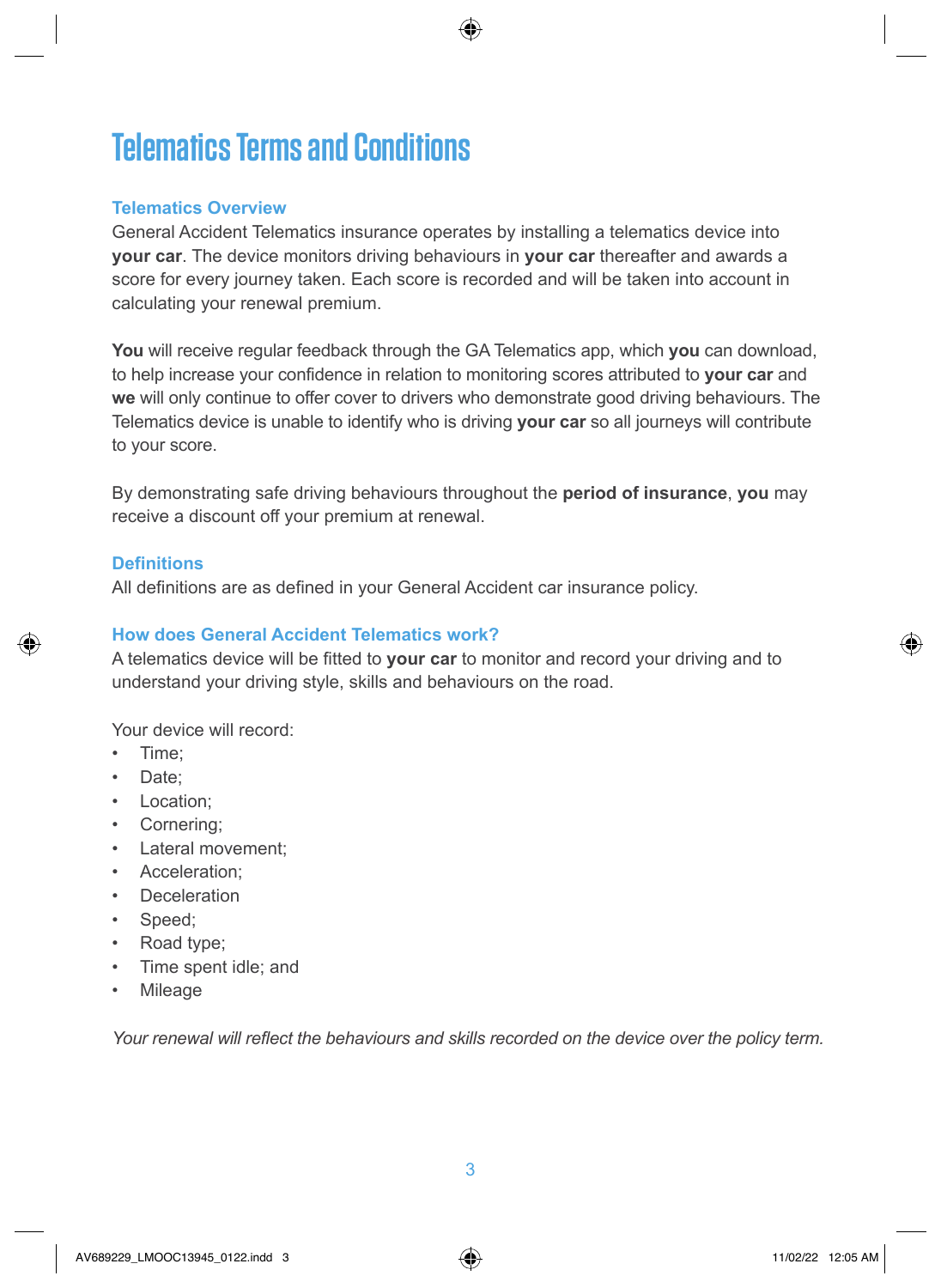# Telematics Terms and Conditions

### Telematics Overview

General Accident Telematics insurance operates by installing a telematics device into **your car**. The device monitors driving behaviours in **your car** thereafter and awards a score for every journey taken. Each score is recorded and will be taken into account in calculating your renewal premium.

**You** will receive regular feedback through the GA Telematics app, which **you** can download, to help increase your confidence in relation to monitoring scores attributed to **your car** and **we** will only continue to offer cover to drivers who demonstrate good driving behaviours. The Telematics device is unable to identify who is driving **your car** so all journeys will contribute to your score.

By demonstrating safe driving behaviours throughout the **period of insurance**, **you** may receive a discount off your premium at renewal.

### Definitions

All definitions are as defined in your General Accident car insurance policy.

### How does General Accident Telematics work?

A telematics device will be fitted to **your car** to monitor and record your driving and to understand your driving style, skills and behaviours on the road.

Your device will record:

- Time;
- Date;
- Location;
- Cornering;
- Lateral movement;
- Acceleration;
- Deceleration
- Speed;
- Road type;
- Time spent idle; and
- Mileage

*Your renewal will reflect the behaviours and skills recorded on the device over the policy term.*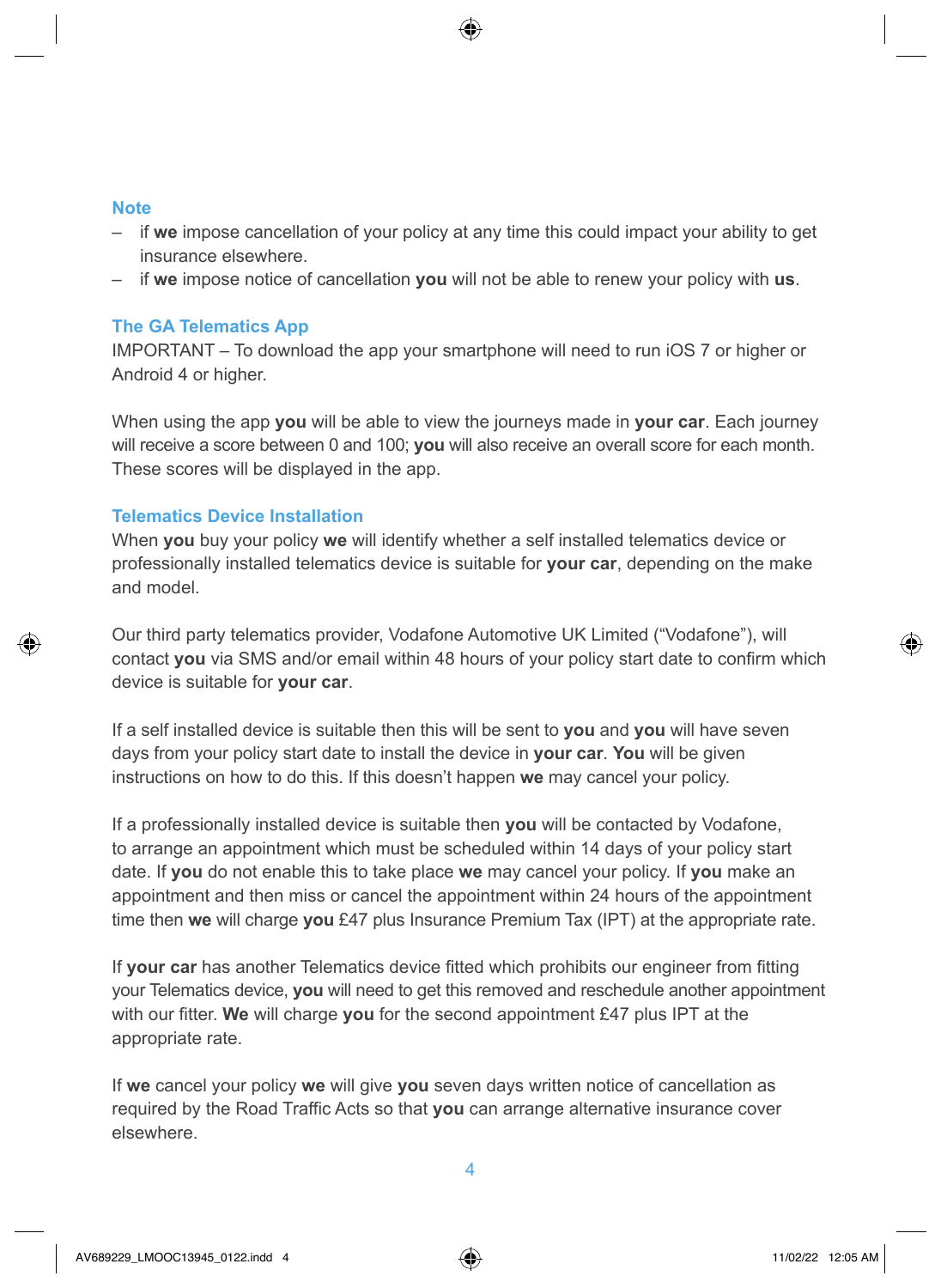### Note

- if **we** impose cancellation of your policy at any time this could impact your ability to get insurance elsewhere.
- if **we** impose notice of cancellation **you** will not be able to renew your policy with **us**.

### The GA Telematics App

IMPORTANT – To download the app your smartphone will need to run iOS 7 or higher or Android 4 or higher.

When using the app **you** will be able to view the journeys made in **your car**. Each journey will receive a score between 0 and 100; **you** will also receive an overall score for each month. These scores will be displayed in the app.

### Telematics Device Installation

When **you** buy your policy **we** will identify whether a self installed telematics device or professionally installed telematics device is suitable for **your car**, depending on the make and model.

Our third party telematics provider, Vodafone Automotive UK Limited ("Vodafone"), will contact **you** via SMS and/or email within 48 hours of your policy start date to confirm which device is suitable for **your car**.

If a self installed device is suitable then this will be sent to **you** and **you** will have seven days from your policy start date to install the device in **your car**. **You** will be given instructions on how to do this. If this doesn't happen **we** may cancel your policy.

If a professionally installed device is suitable then **you** will be contacted by Vodafone, to arrange an appointment which must be scheduled within 14 days of your policy start date. If **you** do not enable this to take place **we** may cancel your policy. If **you** make an appointment and then miss or cancel the appointment within 24 hours of the appointment time then **we** will charge **you** £47 plus Insurance Premium Tax (IPT) at the appropriate rate.

If **your car** has another Telematics device fitted which prohibits our engineer from fitting your Telematics device, **you** will need to get this removed and reschedule another appointment with our fitter. **We** will charge **you** for the second appointment £47 plus IPT at the appropriate rate.

If **we** cancel your policy **we** will give **you** seven days written notice of cancellation as required by the Road Traffic Acts so that **you** can arrange alternative insurance cover elsewhere.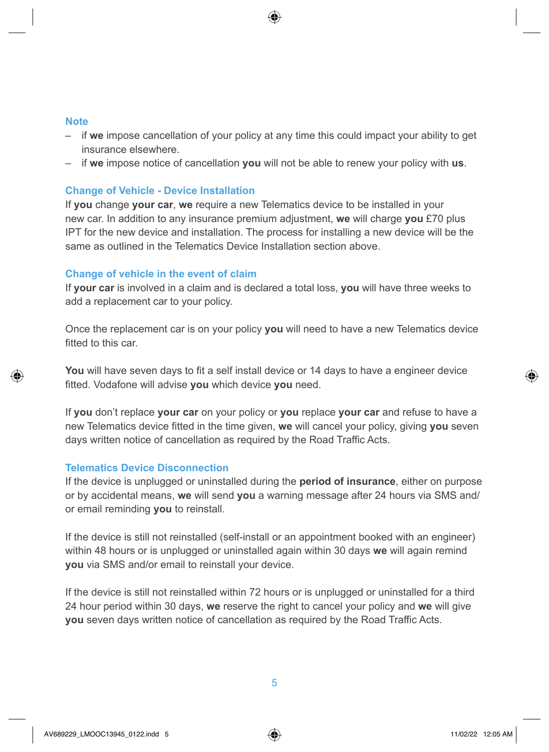### Note

- if **we** impose cancellation of your policy at any time this could impact your ability to get insurance elsewhere.
- if **we** impose notice of cancellation **you** will not be able to renew your policy with **us**.

### Change of Vehicle - Device Installation

If **you** change **your car**, **we** require a new Telematics device to be installed in your new car. In addition to any insurance premium adjustment, **we** will charge **you** £70 plus IPT for the new device and installation. The process for installing a new device will be the same as outlined in the Telematics Device Installation section above.

### Change of vehicle in the event of claim

If **your car** is involved in a claim and is declared a total loss, **you** will have three weeks to add a replacement car to your policy.

Once the replacement car is on your policy **you** will need to have a new Telematics device fitted to this car.

**You** will have seven days to fit a self install device or 14 days to have a engineer device fitted. Vodafone will advise **you** which device **you** need.

If **you** don't replace **your car** on your policy or **you** replace **your car** and refuse to have a new Telematics device fitted in the time given, **we** will cancel your policy, giving **you** seven days written notice of cancellation as required by the Road Traffic Acts.

### Telematics Device Disconnection

If the device is unplugged or uninstalled during the **period of insurance**, either on purpose or by accidental means, **we** will send **you** a warning message after 24 hours via SMS and/or email reminding **you** to reinstall.

If the device is still not reinstalled (self-install or an appointment booked with an engineer) within 48 hours or is unplugged or uninstalled again within 30 days **we** will again remind **you** via SMS and/or email to reinstall your device.

If the device is still not reinstalled within 72 hours or is unplugged or uninstalled for a third 24 hour period within 30 days, **we** reserve the right to cancel your policy and **we** will give **you** seven days written notice of cancellation as required by the Road Traffic Acts.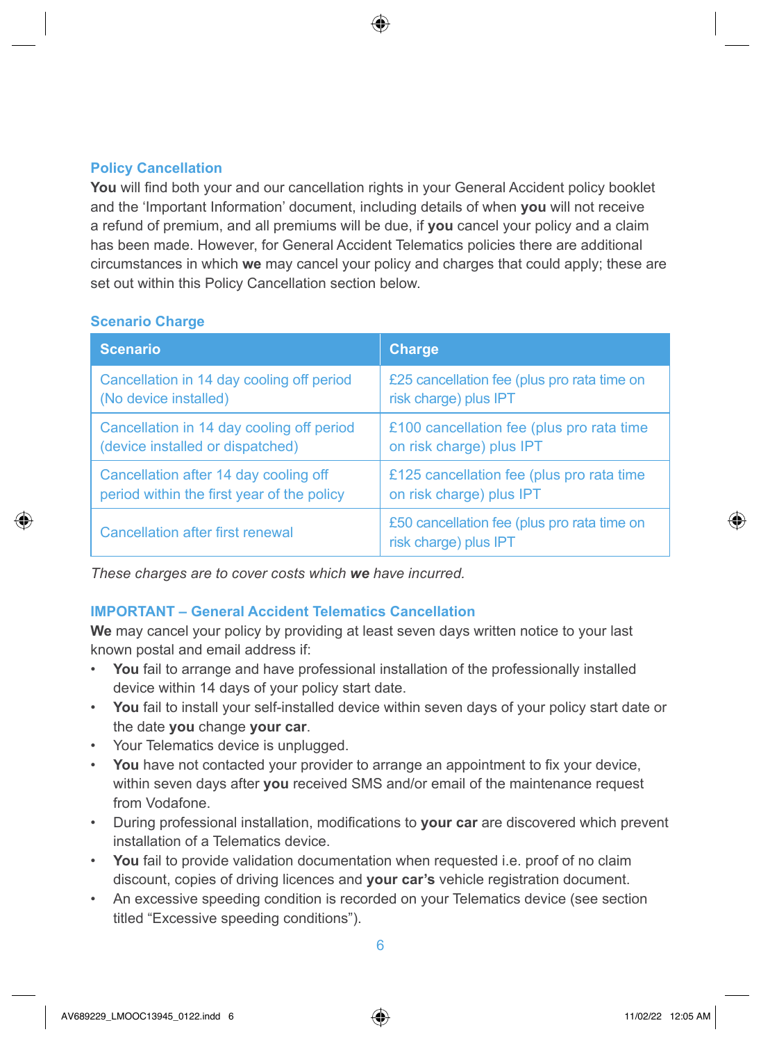## Policy Cancellation

**You** will find both your and our cancellation rights in your General Accident policy booklet and the 'Important Information' document, including details of when **you** will not receive a refund of premium, and all premiums will be due, if **you** cancel your policy and a claim has been made. However, for General Accident Telematics policies there are additional circumstances in which **we** may cancel your policy and charges that could apply; these are set out within this Policy Cancellation section below.

### Scenario Charge

| Scenario | Charge |
|---|---|
| Cancellation in 14 day cooling off period (No device installed) | £25 cancellation fee (plus pro rata time on risk charge) plus IPT |
| Cancellation in 14 day cooling off period (device installed or dispatched) | £100 cancellation fee (plus pro rata time on risk charge) plus IPT |
| Cancellation after 14 day cooling off period within the first year of the policy | £125 cancellation fee (plus pro rata time on risk charge) plus IPT |
| Cancellation after first renewal | £50 cancellation fee (plus pro rata time on risk charge) plus IPT |

*These charges are to cover costs which **we** have incurred.*

### IMPORTANT – General Accident Telematics Cancellation

**We** may cancel your policy by providing at least seven days written notice to your last known postal and email address if:

- **You** fail to arrange and have professional installation of the professionally installed device within 14 days of your policy start date.
- **You** fail to install your self-installed device within seven days of your policy start date or the date **you** change **your car**.
- Your Telematics device is unplugged.
- **You** have not contacted your provider to arrange an appointment to fix your device, within seven days after **you** received SMS and/or email of the maintenance request from Vodafone.
- During professional installation, modifications to **your car** are discovered which prevent installation of a Telematics device.
- **You** fail to provide validation documentation when requested i.e. proof of no claim discount, copies of driving licences and **your car's** vehicle registration document.
- An excessive speeding condition is recorded on your Telematics device (see section titled "Excessive speeding conditions").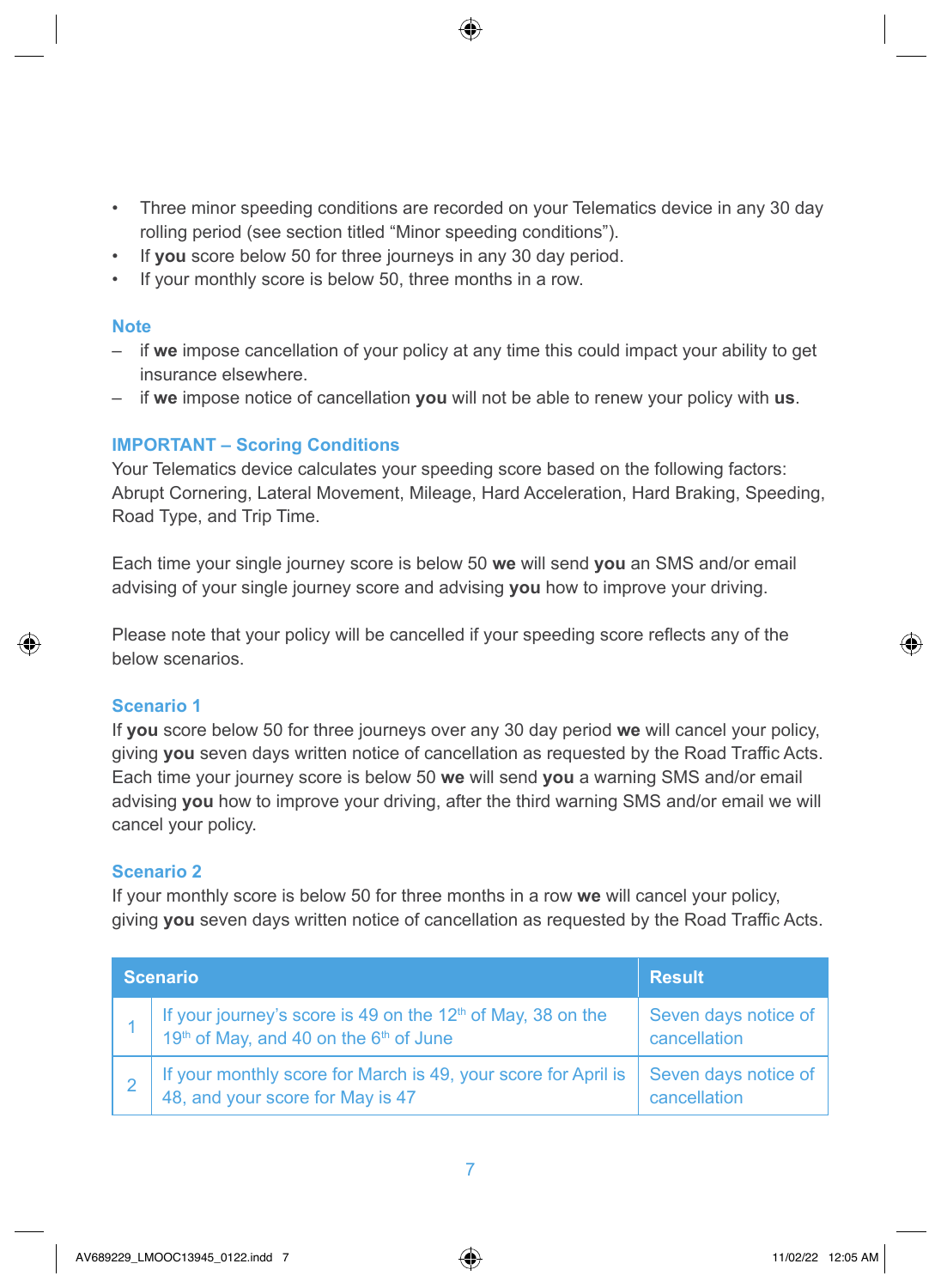- Three minor speeding conditions are recorded on your Telematics device in any 30 day rolling period (see section titled "Minor speeding conditions").
- If **you** score below 50 for three journeys in any 30 day period.
- If your monthly score is below 50, three months in a row.

### Note

- if **we** impose cancellation of your policy at any time this could impact your ability to get insurance elsewhere.
- if **we** impose notice of cancellation **you** will not be able to renew your policy with **us**.

### IMPORTANT – Scoring Conditions

Your Telematics device calculates your speeding score based on the following factors: Abrupt Cornering, Lateral Movement, Mileage, Hard Acceleration, Hard Braking, Speeding, Road Type, and Trip Time.

Each time your single journey score is below 50 **we** will send **you** an SMS and/or email advising of your single journey score and advising **you** how to improve your driving.

Please note that your policy will be cancelled if your speeding score reflects any of the below scenarios.

### Scenario 1

If **you** score below 50 for three journeys over any 30 day period **we** will cancel your policy, giving **you** seven days written notice of cancellation as requested by the Road Traffic Acts. Each time your journey score is below 50 **we** will send **you** a warning SMS and/or email advising **you** how to improve your driving, after the third warning SMS and/or email we will cancel your policy.

### Scenario 2

If your monthly score is below 50 for three months in a row **we** will cancel your policy, giving **you** seven days written notice of cancellation as requested by the Road Traffic Acts.

| Scenario | | Result |
|---|---|---|
| 1 | If your journey's score is 49 on the 12th of May, 38 on the 19th of May, and 40 on the 6th of June | Seven days notice of cancellation |
| 2 | If your monthly score for March is 49, your score for April is 48, and your score for May is 47 | Seven days notice of cancellation |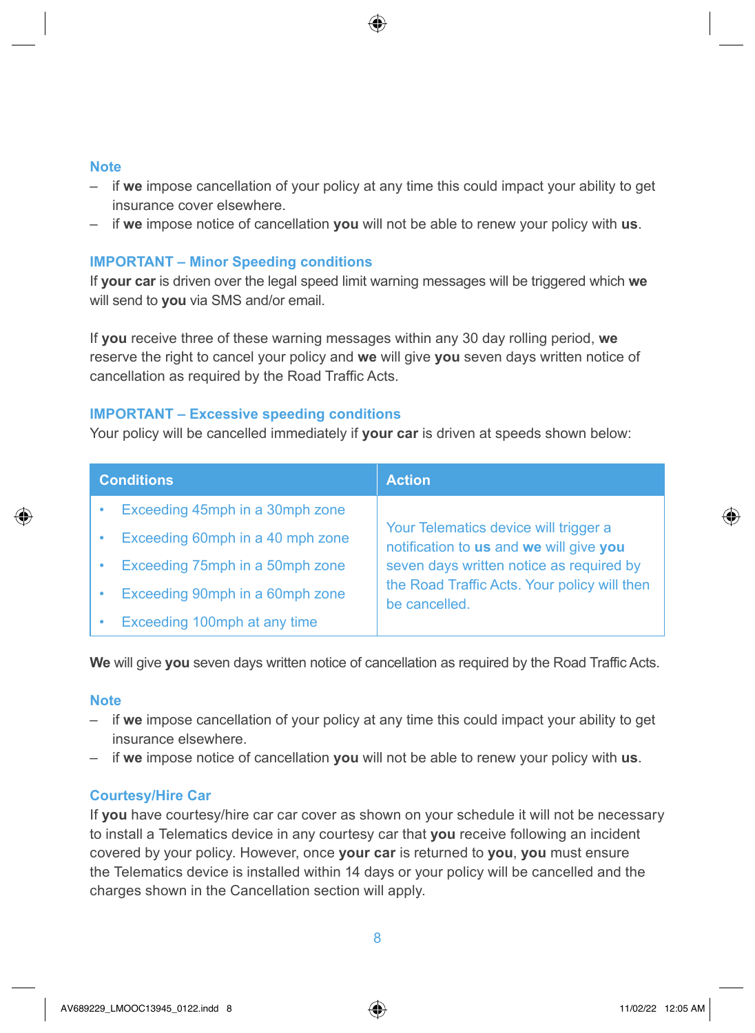**Note**

- if **we** impose cancellation of your policy at any time this could impact your ability to get insurance cover elsewhere.
- if **we** impose notice of cancellation **you** will not be able to renew your policy with **us**.

### IMPORTANT – Minor Speeding conditions

If **your car** is driven over the legal speed limit warning messages will be triggered which **we** will send to **you** via SMS and/or email.

If **you** receive three of these warning messages within any 30 day rolling period, **we** reserve the right to cancel your policy and **we** will give **you** seven days written notice of cancellation as required by the Road Traffic Acts.

### IMPORTANT – Excessive speeding conditions

Your policy will be cancelled immediately if **your car** is driven at speeds shown below:

| Conditions | Action |
|---|---|
| • Exceeding 45mph in a 30mph zone<br>• Exceeding 60mph in a 40 mph zone<br>• Exceeding 75mph in a 50mph zone<br>• Exceeding 90mph in a 60mph zone<br>• Exceeding 100mph at any time | Your Telematics device will trigger a notification to **us** and **we** will give **you** seven days written notice as required by the Road Traffic Acts. Your policy will then be cancelled. |

**We** will give **you** seven days written notice of cancellation as required by the Road Traffic Acts.

**Note**

- if **we** impose cancellation of your policy at any time this could impact your ability to get insurance elsewhere.
- if **we** impose notice of cancellation **you** will not be able to renew your policy with **us**.

### Courtesy/Hire Car

If **you** have courtesy/hire car car cover as shown on your schedule it will not be necessary to install a Telematics device in any courtesy car that **you** receive following an incident covered by your policy. However, once **your car** is returned to **you**, **you** must ensure the Telematics device is installed within 14 days or your policy will be cancelled and the charges shown in the Cancellation section will apply.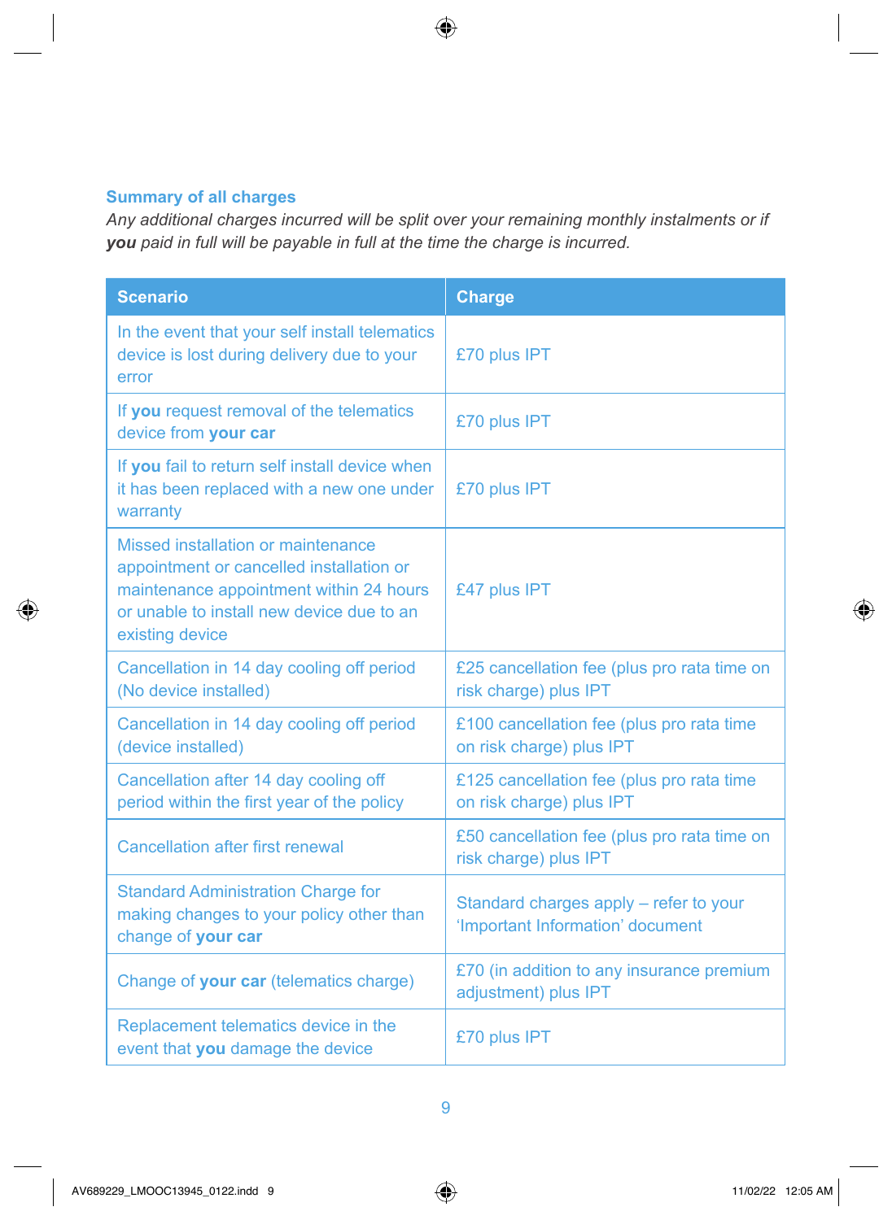### Summary of all charges

*Any additional charges incurred will be split over your remaining monthly instalments or if **you** paid in full will be payable in full at the time the charge is incurred.*

| Scenario | Charge |
|---|---|
| In the event that your self install telematics device is lost during delivery due to your error | £70 plus IPT |
| If **you** request removal of the telematics device from **your car** | £70 plus IPT |
| If **you** fail to return self install device when it has been replaced with a new one under warranty | £70 plus IPT |
| Missed installation or maintenance appointment or cancelled installation or maintenance appointment within 24 hours or unable to install new device due to an existing device | £47 plus IPT |
| Cancellation in 14 day cooling off period (No device installed) | £25 cancellation fee (plus pro rata time on risk charge) plus IPT |
| Cancellation in 14 day cooling off period (device installed) | £100 cancellation fee (plus pro rata time on risk charge) plus IPT |
| Cancellation after 14 day cooling off period within the first year of the policy | £125 cancellation fee (plus pro rata time on risk charge) plus IPT |
| Cancellation after first renewal | £50 cancellation fee (plus pro rata time on risk charge) plus IPT |
| Standard Administration Charge for making changes to your policy other than change of **your car** | Standard charges apply – refer to your 'Important Information' document |
| Change of **your car** (telematics charge) | £70 (in addition to any insurance premium adjustment) plus IPT |
| Replacement telematics device in the event that **you** damage the device | £70 plus IPT |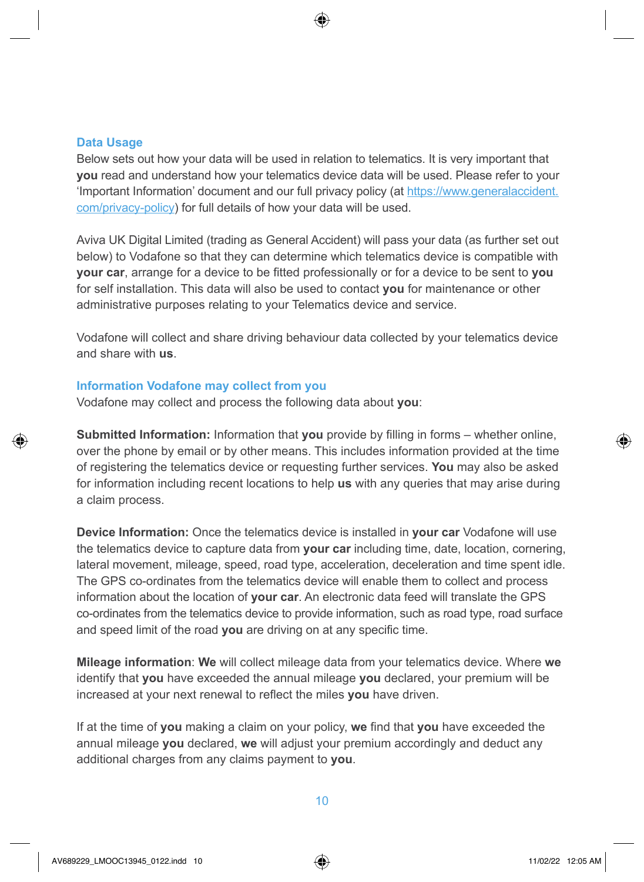## Data Usage

Below sets out how your data will be used in relation to telematics. It is very important that **you** read and understand how your telematics device data will be used. Please refer to your 'Important Information' document and our full privacy policy (at https://www.generalaccident.com/privacy-policy) for full details of how your data will be used.

Aviva UK Digital Limited (trading as General Accident) will pass your data (as further set out below) to Vodafone so that they can determine which telematics device is compatible with **your car**, arrange for a device to be fitted professionally or for a device to be sent to **you** for self installation. This data will also be used to contact **you** for maintenance or other administrative purposes relating to your Telematics device and service.

Vodafone will collect and share driving behaviour data collected by your telematics device and share with **us**.

## Information Vodafone may collect from you

Vodafone may collect and process the following data about **you**:

**Submitted Information:** Information that **you** provide by filling in forms – whether online, over the phone by email or by other means. This includes information provided at the time of registering the telematics device or requesting further services. **You** may also be asked for information including recent locations to help **us** with any queries that may arise during a claim process.

**Device Information:** Once the telematics device is installed in **your car** Vodafone will use the telematics device to capture data from **your car** including time, date, location, cornering, lateral movement, mileage, speed, road type, acceleration, deceleration and time spent idle. The GPS co-ordinates from the telematics device will enable them to collect and process information about the location of **your car**. An electronic data feed will translate the GPS co-ordinates from the telematics device to provide information, such as road type, road surface and speed limit of the road **you** are driving on at any specific time.

**Mileage information**: **We** will collect mileage data from your telematics device. Where **we** identify that **you** have exceeded the annual mileage **you** declared, your premium will be increased at your next renewal to reflect the miles **you** have driven.

If at the time of **you** making a claim on your policy, **we** find that **you** have exceeded the annual mileage **you** declared, **we** will adjust your premium accordingly and deduct any additional charges from any claims payment to **you**.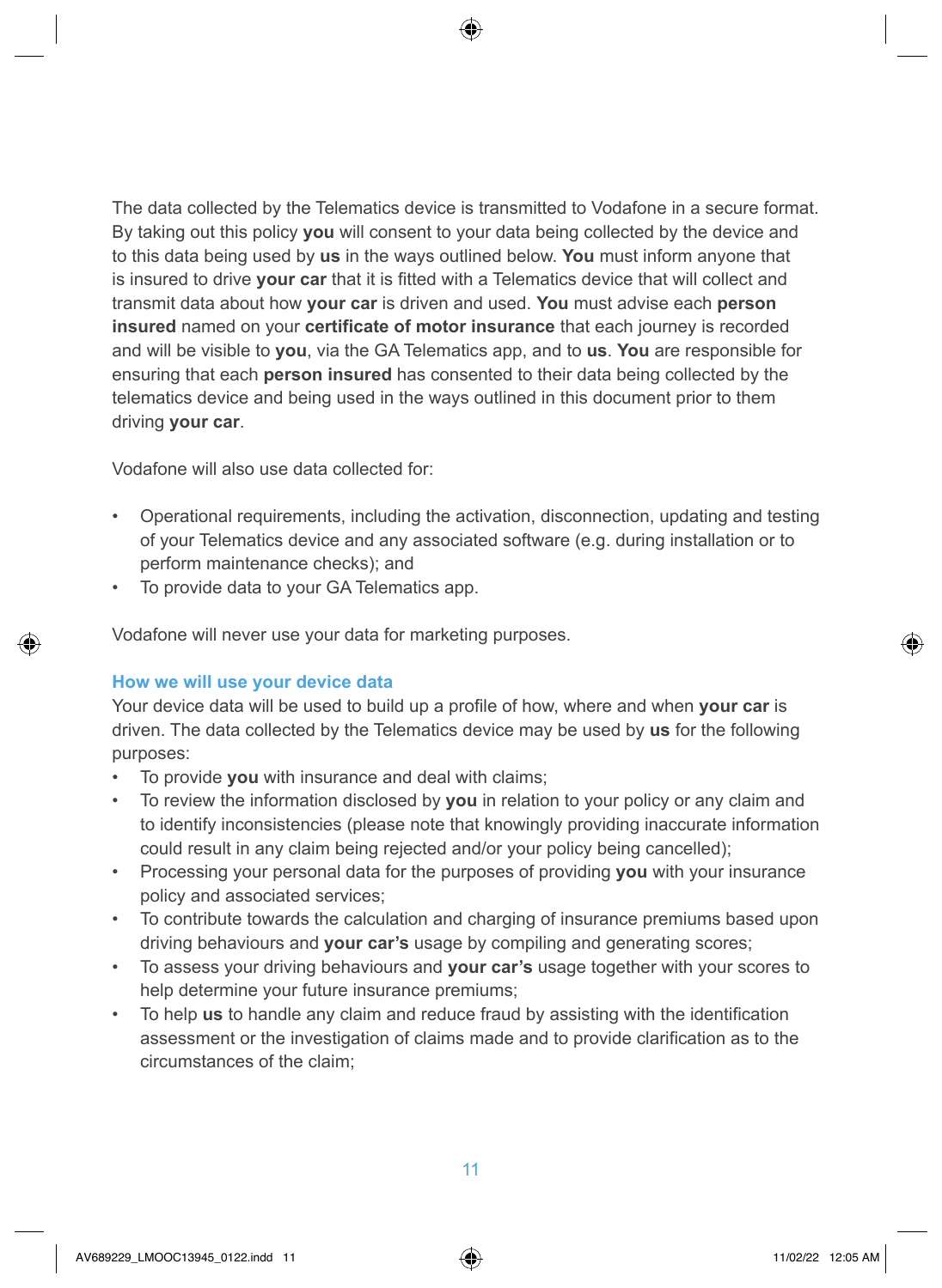The data collected by the Telematics device is transmitted to Vodafone in a secure format. By taking out this policy **you** will consent to your data being collected by the device and to this data being used by **us** in the ways outlined below. **You** must inform anyone that is insured to drive **your car** that it is fitted with a Telematics device that will collect and transmit data about how **your car** is driven and used. **You** must advise each **person insured** named on your **certificate of motor insurance** that each journey is recorded and will be visible to **you**, via the GA Telematics app, and to **us**. **You** are responsible for ensuring that each **person insured** has consented to their data being collected by the telematics device and being used in the ways outlined in this document prior to them driving **your car**.

Vodafone will also use data collected for:

- Operational requirements, including the activation, disconnection, updating and testing of your Telematics device and any associated software (e.g. during installation or to perform maintenance checks); and
- To provide data to your GA Telematics app.

Vodafone will never use your data for marketing purposes.

### How we will use your device data

Your device data will be used to build up a profile of how, where and when **your car** is driven. The data collected by the Telematics device may be used by **us** for the following purposes:

- To provide **you** with insurance and deal with claims;
- To review the information disclosed by **you** in relation to your policy or any claim and to identify inconsistencies (please note that knowingly providing inaccurate information could result in any claim being rejected and/or your policy being cancelled);
- Processing your personal data for the purposes of providing **you** with your insurance policy and associated services;
- To contribute towards the calculation and charging of insurance premiums based upon driving behaviours and **your car's** usage by compiling and generating scores;
- To assess your driving behaviours and **your car's** usage together with your scores to help determine your future insurance premiums;
- To help **us** to handle any claim and reduce fraud by assisting with the identification assessment or the investigation of claims made and to provide clarification as to the circumstances of the claim;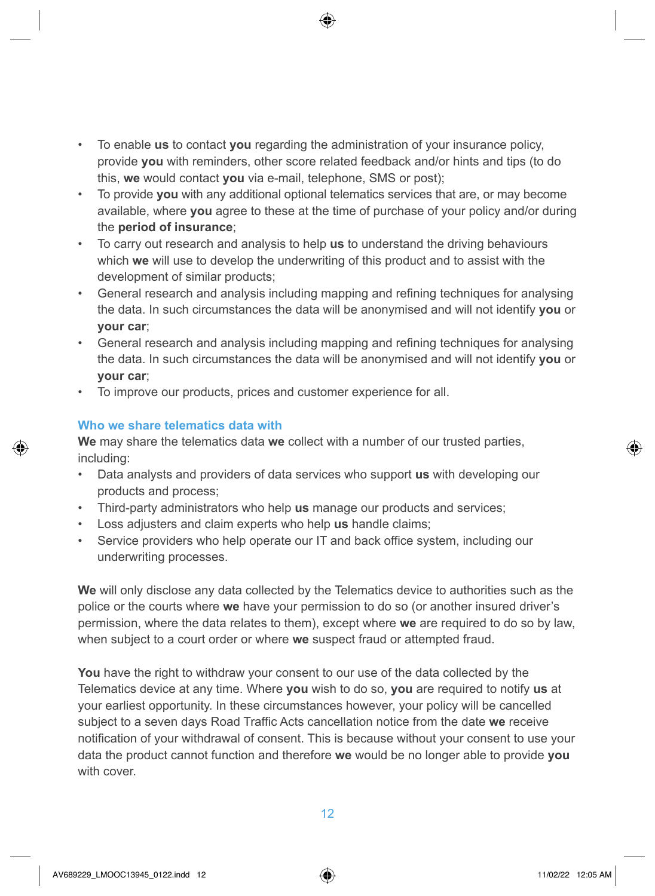- To enable **us** to contact **you** regarding the administration of your insurance policy, provide **you** with reminders, other score related feedback and/or hints and tips (to do this, **we** would contact **you** via e-mail, telephone, SMS or post);
- To provide **you** with any additional optional telematics services that are, or may become available, where **you** agree to these at the time of purchase of your policy and/or during the **period of insurance**;
- To carry out research and analysis to help **us** to understand the driving behaviours which **we** will use to develop the underwriting of this product and to assist with the development of similar products;
- General research and analysis including mapping and refining techniques for analysing the data. In such circumstances the data will be anonymised and will not identify **you** or **your car**;
- General research and analysis including mapping and refining techniques for analysing the data. In such circumstances the data will be anonymised and will not identify **you** or **your car**;
- To improve our products, prices and customer experience for all.

### Who we share telematics data with

**We** may share the telematics data **we** collect with a number of our trusted parties, including:

- Data analysts and providers of data services who support **us** with developing our products and process;
- Third-party administrators who help **us** manage our products and services;
- Loss adjusters and claim experts who help **us** handle claims;
- Service providers who help operate our IT and back office system, including our underwriting processes.

**We** will only disclose any data collected by the Telematics device to authorities such as the police or the courts where **we** have your permission to do so (or another insured driver's permission, where the data relates to them), except where **we** are required to do so by law, when subject to a court order or where **we** suspect fraud or attempted fraud.

**You** have the right to withdraw your consent to our use of the data collected by the Telematics device at any time. Where **you** wish to do so, **you** are required to notify **us** at your earliest opportunity. In these circumstances however, your policy will be cancelled subject to a seven days Road Traffic Acts cancellation notice from the date **we** receive notification of your withdrawal of consent. This is because without your consent to use your data the product cannot function and therefore **we** would be no longer able to provide **you** with cover.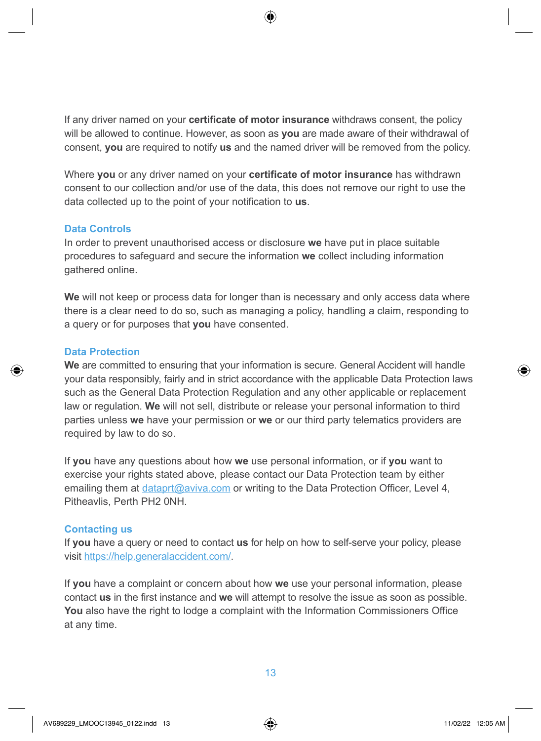If any driver named on your **certificate of motor insurance** withdraws consent, the policy will be allowed to continue. However, as soon as **you** are made aware of their withdrawal of consent, **you** are required to notify **us** and the named driver will be removed from the policy.

Where **you** or any driver named on your **certificate of motor insurance** has withdrawn consent to our collection and/or use of the data, this does not remove our right to use the data collected up to the point of your notification to **us**.

### Data Controls

In order to prevent unauthorised access or disclosure **we** have put in place suitable procedures to safeguard and secure the information **we** collect including information gathered online.

**We** will not keep or process data for longer than is necessary and only access data where there is a clear need to do so, such as managing a policy, handling a claim, responding to a query or for purposes that **you** have consented.

### Data Protection

**We** are committed to ensuring that your information is secure. General Accident will handle your data responsibly, fairly and in strict accordance with the applicable Data Protection laws such as the General Data Protection Regulation and any other applicable or replacement law or regulation. **We** will not sell, distribute or release your personal information to third parties unless **we** have your permission or **we** or our third party telematics providers are required by law to do so.

If **you** have any questions about how **we** use personal information, or if **you** want to exercise your rights stated above, please contact our Data Protection team by either emailing them at [dataprt@aviva.com](mailto:dataprt@aviva.com) or writing to the Data Protection Officer, Level 4, Pitheavlis, Perth PH2 0NH.

### Contacting us

If **you** have a query or need to contact **us** for help on how to self-serve your policy, please visit [https://help.generalaccident.com/](https://help.generalaccident.com/).

If **you** have a complaint or concern about how **we** use your personal information, please contact **us** in the first instance and **we** will attempt to resolve the issue as soon as possible. **You** also have the right to lodge a complaint with the Information Commissioners Office at any time.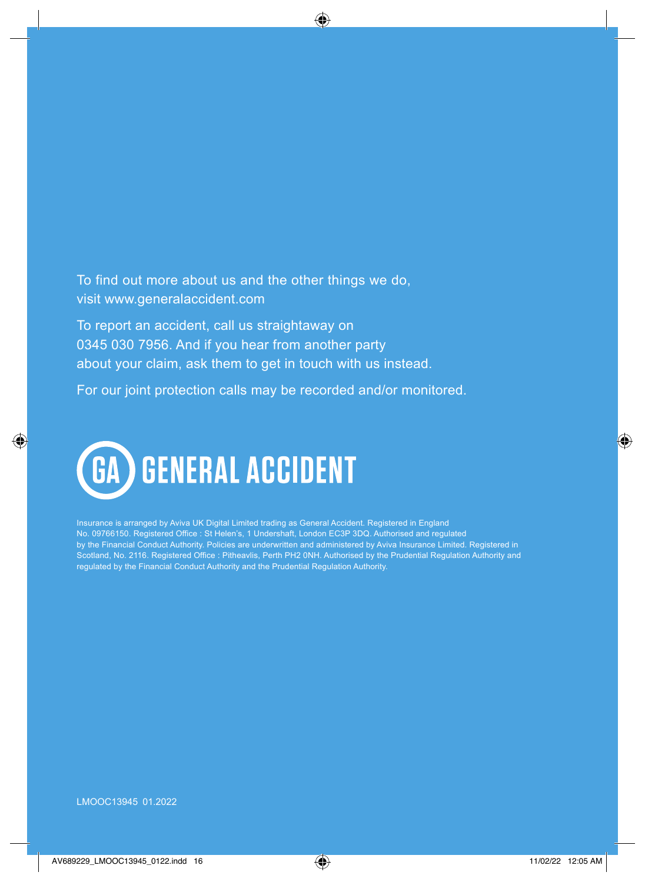To find out more about us and the other things we do, visit www.generalaccident.com

To report an accident, call us straightaway on 0345 030 7956. And if you hear from another party about your claim, ask them to get in touch with us instead.

For our joint protection calls may be recorded and/or monitored.

GA GENERAL ACCIDENT

Insurance is arranged by Aviva UK Digital Limited trading as General Accident. Registered in England No. 09766150. Registered Office : St Helen's, 1 Undershaft, London EC3P 3DQ. Authorised and regulated by the Financial Conduct Authority. Policies are underwritten and administered by Aviva Insurance Limited. Registered in Scotland, No. 2116. Registered Office : Pitheavlis, Perth PH2 0NH. Authorised by the Prudential Regulation Authority and regulated by the Financial Conduct Authority and the Prudential Regulation Authority.

LMOOC13945 01.2022